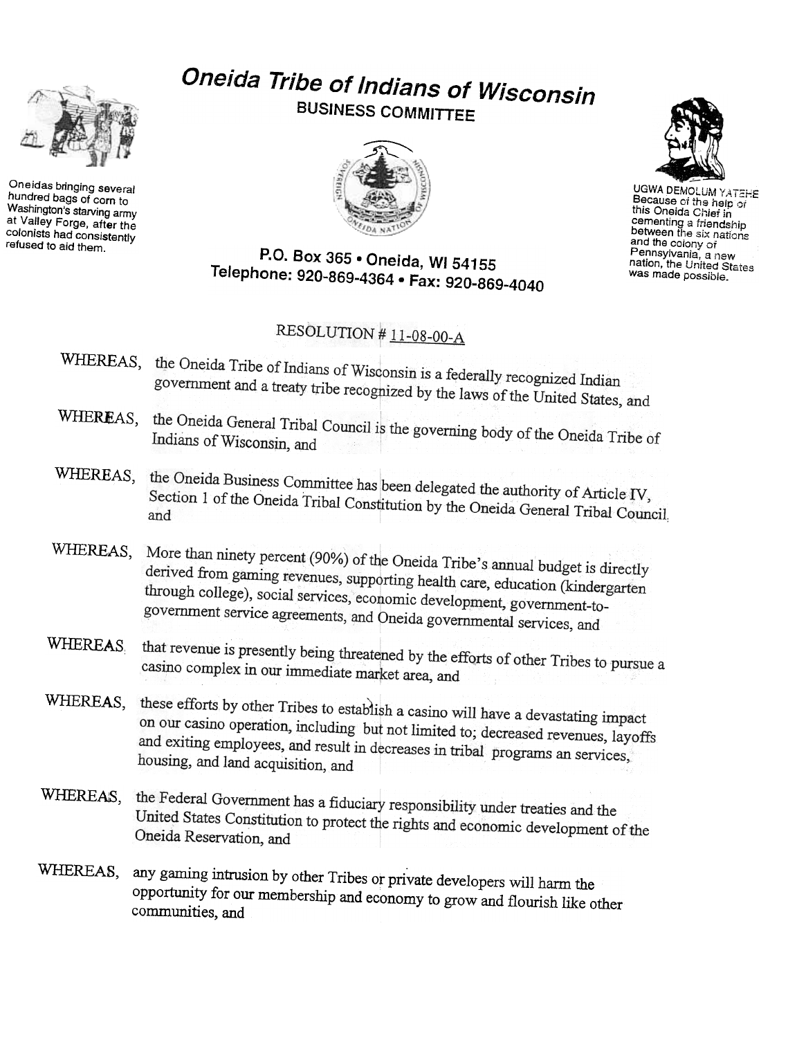# Oneida Tribe of Indians of Wisconsin

## BUSINESS COMMITTEE

Oneidas bringing several hundred bags of corn to Washington's starving army at Valley Forge, after the colonists had consistently refused to aid them.

UGWA DEMOLUM YATEHE
Because of the help of this Oneida Chief in cementing a friendship between the six nations and the colony of Pennsylvania, a new nation, the United States was made possible.

P.O. Box 365 • Oneida, WI 54155
Telephone: 920-869-4364 • Fax: 920-869-4040

RESOLUTION # 11-08-00-A

WHEREAS, the Oneida Tribe of Indians of Wisconsin is a federally recognized Indian government and a treaty tribe recognized by the laws of the United States, and

WHEREAS, the Oneida General Tribal Council is the governing body of the Oneida Tribe of Indians of Wisconsin, and

WHEREAS, the Oneida Business Committee has been delegated the authority of Article IV, Section 1 of the Oneida Tribal Constitution by the Oneida General Tribal Council, and

WHEREAS, More than ninety percent (90%) of the Oneida Tribe's annual budget is directly derived from gaming revenues, supporting health care, education (kindergarten through college), social services, economic development, government-to-government service agreements, and Oneida governmental services, and

WHEREAS, that revenue is presently being threatened by the efforts of other Tribes to pursue a casino complex in our immediate market area, and

WHEREAS, these efforts by other Tribes to establish a casino will have a devastating impact on our casino operation, including but not limited to; decreased revenues, layoffs and exiting employees, and result in decreases in tribal programs an services, housing, and land acquisition, and

WHEREAS, the Federal Government has a fiduciary responsibility under treaties and the United States Constitution to protect the rights and economic development of the Oneida Reservation, and

WHEREAS, any gaming intrusion by other Tribes or private developers will harm the opportunity for our membership and economy to grow and flourish like other communities, and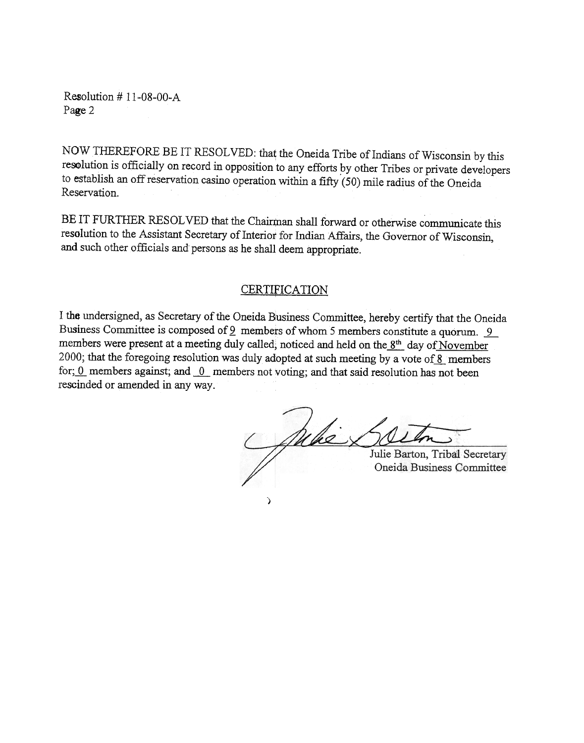Resolution # 11-08-00-A
Page 2

NOW THEREFORE BE IT RESOLVED: that the Oneida Tribe of Indians of Wisconsin by this resolution is officially on record in opposition to any efforts by other Tribes or private developers to establish an off reservation casino operation within a fifty (50) mile radius of the Oneida Reservation.

BE IT FURTHER RESOLVED that the Chairman shall forward or otherwise communicate this resolution to the Assistant Secretary of Interior for Indian Affairs, the Governor of Wisconsin, and such other officials and persons as he shall deem appropriate.

## CERTIFICATION

I the undersigned, as Secretary of the Oneida Business Committee, hereby certify that the Oneida Business Committee is composed of 9 members of whom 5 members constitute a quorum. 9 members were present at a meeting duly called, noticed and held on the 8th day of November 2000; that the foregoing resolution was duly adopted at such meeting by a vote of 8 members for; 0 members against; and 0 members not voting; and that said resolution has not been rescinded or amended in any way.

Julie Barton, Tribal Secretary
Oneida Business Committee